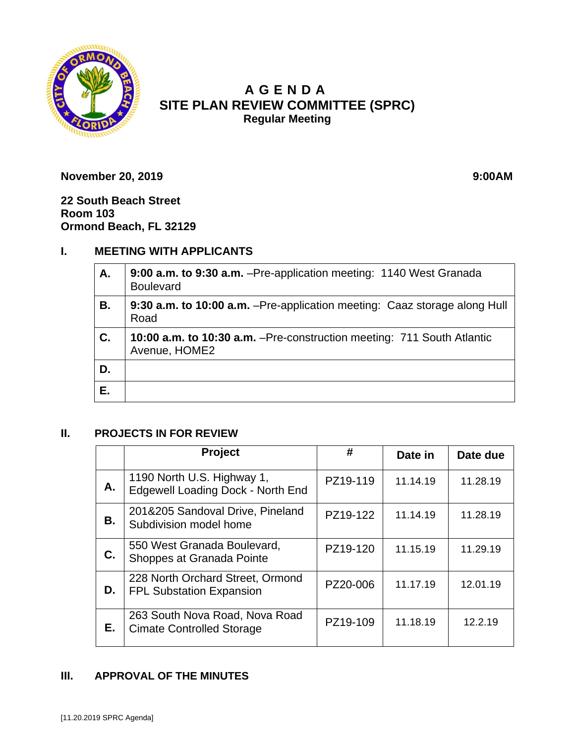# A G E N D A
# SITE PLAN REVIEW COMMITTEE (SPRC)
**Regular Meeting**

**November 20, 2019** **9:00AM**

**22 South Beach Street**
**Room 103**
**Ormond Beach, FL 32129**

## I. MEETING WITH APPLICANTS

| | |
|---|---|
| **A.** | **9:00 a.m. to 9:30 a.m.** –Pre-application meeting: 1140 West Granada Boulevard |
| **B.** | **9:30 a.m. to 10:00 a.m.** –Pre-application meeting: Caaz storage along Hull Road |
| **C.** | **10:00 a.m. to 10:30 a.m.** –Pre-construction meeting: 711 South Atlantic Avenue, HOME2 |
| **D.** | |
| **E.** | |

## II. PROJECTS IN FOR REVIEW

| | Project | # | Date in | Date due |
|---|---|---|---|---|
| **A.** | 1190 North U.S. Highway 1, Edgewell Loading Dock - North End | PZ19-119 | 11.14.19 | 11.28.19 |
| **B.** | 201&205 Sandoval Drive, Pineland Subdivision model home | PZ19-122 | 11.14.19 | 11.28.19 |
| **C.** | 550 West Granada Boulevard, Shoppes at Granada Pointe | PZ19-120 | 11.15.19 | 11.29.19 |
| **D.** | 228 North Orchard Street, Ormond FPL Substation Expansion | PZ20-006 | 11.17.19 | 12.01.19 |
| **E.** | 263 South Nova Road, Nova Road Cimate Controlled Storage | PZ19-109 | 11.18.19 | 12.2.19 |

## III. APPROVAL OF THE MINUTES

[11.20.2019 SPRC Agenda]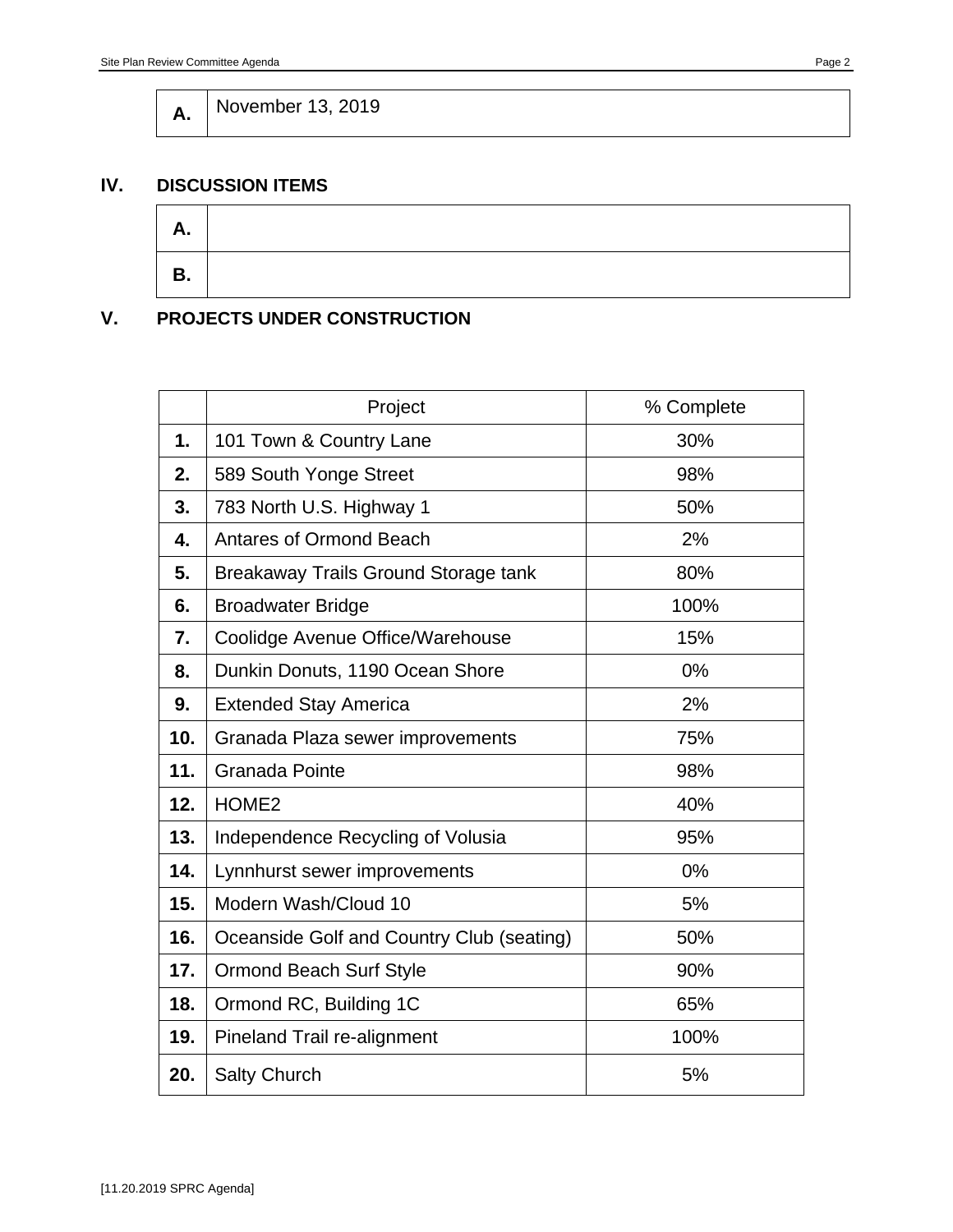| A. | November 13, 2019 |
|---|---|

## IV. DISCUSSION ITEMS

| A. | |
|---|---|
| B. | |

## V. PROJECTS UNDER CONSTRUCTION

| | Project | % Complete |
|---|---|---|
| 1. | 101 Town & Country Lane | 30% |
| 2. | 589 South Yonge Street | 98% |
| 3. | 783 North U.S. Highway 1 | 50% |
| 4. | Antares of Ormond Beach | 2% |
| 5. | Breakaway Trails Ground Storage tank | 80% |
| 6. | Broadwater Bridge | 100% |
| 7. | Coolidge Avenue Office/Warehouse | 15% |
| 8. | Dunkin Donuts, 1190 Ocean Shore | 0% |
| 9. | Extended Stay America | 2% |
| 10. | Granada Plaza sewer improvements | 75% |
| 11. | Granada Pointe | 98% |
| 12. | HOME2 | 40% |
| 13. | Independence Recycling of Volusia | 95% |
| 14. | Lynnhurst sewer improvements | 0% |
| 15. | Modern Wash/Cloud 10 | 5% |
| 16. | Oceanside Golf and Country Club (seating) | 50% |
| 17. | Ormond Beach Surf Style | 90% |
| 18. | Ormond RC, Building 1C | 65% |
| 19. | Pineland Trail re-alignment | 100% |
| 20. | Salty Church | 5% |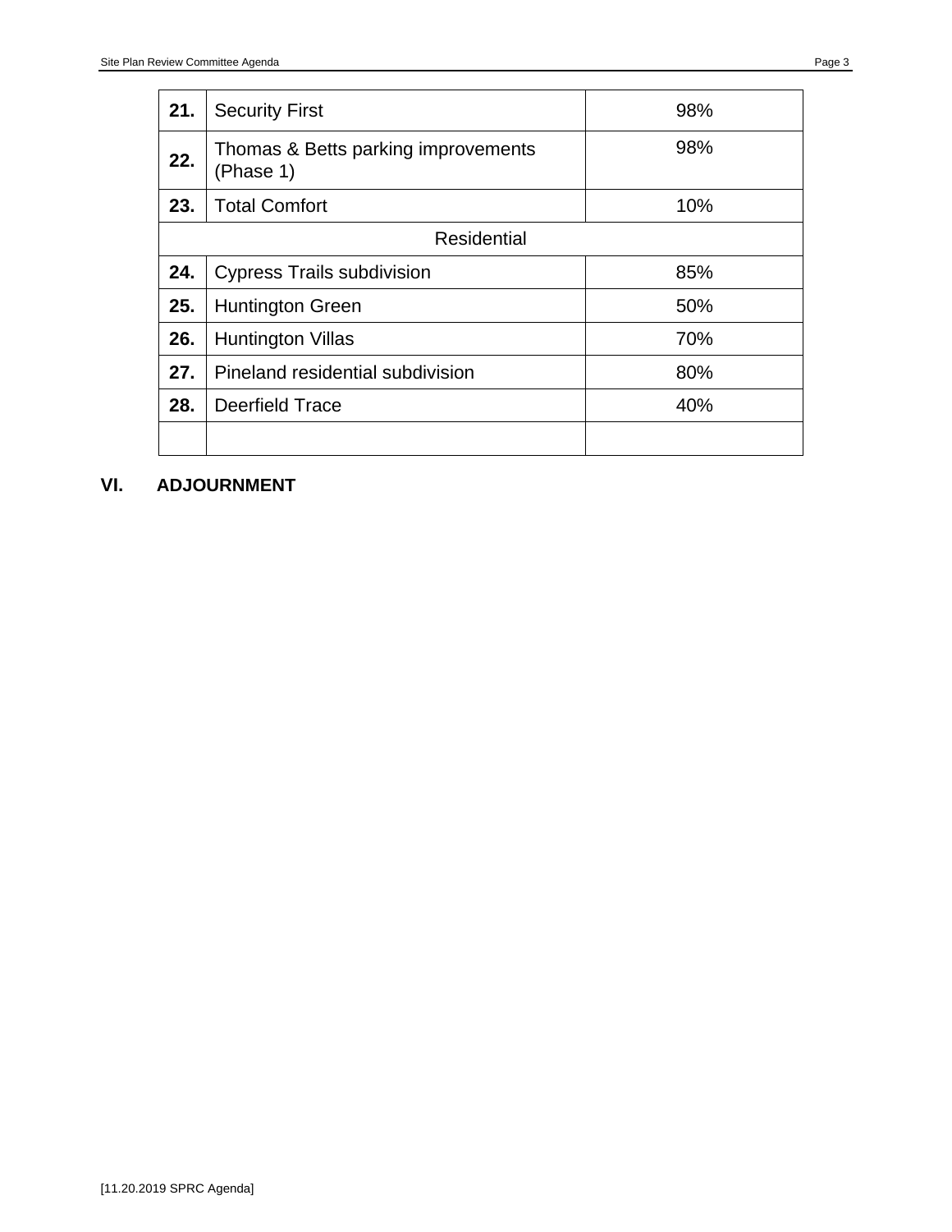| | | |
|---|---|---|
| **21.** | Security First | 98% |
| **22.** | Thomas & Betts parking improvements (Phase 1) | 98% |
| **23.** | Total Comfort | 10% |
| | Residential | |
| **24.** | Cypress Trails subdivision | 85% |
| **25.** | Huntington Green | 50% |
| **26.** | Huntington Villas | 70% |
| **27.** | Pineland residential subdivision | 80% |
| **28.** | Deerfield Trace | 40% |
| | | |

## VI. ADJOURNMENT